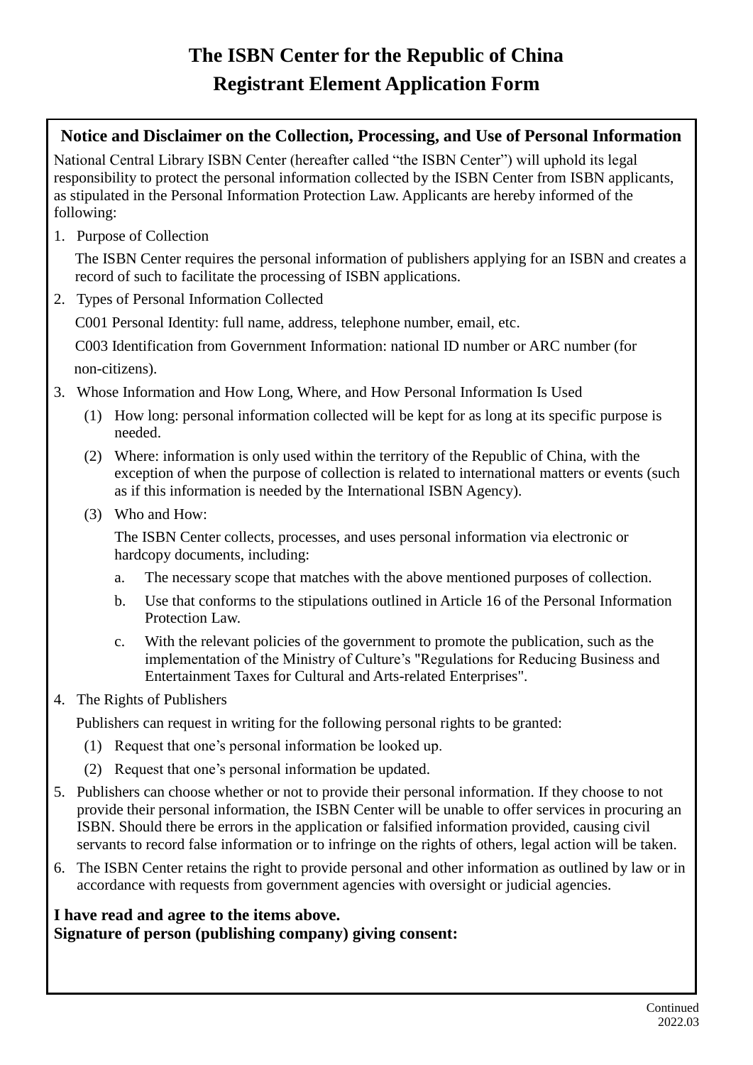# The ISBN Center for the Republic of China
# Registrant Element Application Form

## Notice and Disclaimer on the Collection, Processing, and Use of Personal Information

National Central Library ISBN Center (hereafter called "the ISBN Center") will uphold its legal responsibility to protect the personal information collected by the ISBN Center from ISBN applicants, as stipulated in the Personal Information Protection Law. Applicants are hereby informed of the following:

1. Purpose of Collection

   The ISBN Center requires the personal information of publishers applying for an ISBN and creates a record of such to facilitate the processing of ISBN applications.

2. Types of Personal Information Collected

   C001 Personal Identity: full name, address, telephone number, email, etc.

   C003 Identification from Government Information: national ID number or ARC number (for non-citizens).

3. Whose Information and How Long, Where, and How Personal Information Is Used

   (1) How long: personal information collected will be kept for as long at its specific purpose is needed.

   (2) Where: information is only used within the territory of the Republic of China, with the exception of when the purpose of collection is related to international matters or events (such as if this information is needed by the International ISBN Agency).

   (3) Who and How:

   The ISBN Center collects, processes, and uses personal information via electronic or hardcopy documents, including:

   a. The necessary scope that matches with the above mentioned purposes of collection.

   b. Use that conforms to the stipulations outlined in Article 16 of the Personal Information Protection Law.

   c. With the relevant policies of the government to promote the publication, such as the implementation of the Ministry of Culture's "Regulations for Reducing Business and Entertainment Taxes for Cultural and Arts-related Enterprises".

4. The Rights of Publishers

   Publishers can request in writing for the following personal rights to be granted:

   (1) Request that one's personal information be looked up.

   (2) Request that one's personal information be updated.

5. Publishers can choose whether or not to provide their personal information. If they choose to not provide their personal information, the ISBN Center will be unable to offer services in procuring an ISBN. Should there be errors in the application or falsified information provided, causing civil servants to record false information or to infringe on the rights of others, legal action will be taken.

6. The ISBN Center retains the right to provide personal and other information as outlined by law or in accordance with requests from government agencies with oversight or judicial agencies.

**I have read and agree to the items above.**
**Signature of person (publishing company) giving consent:**

Continued
2022.03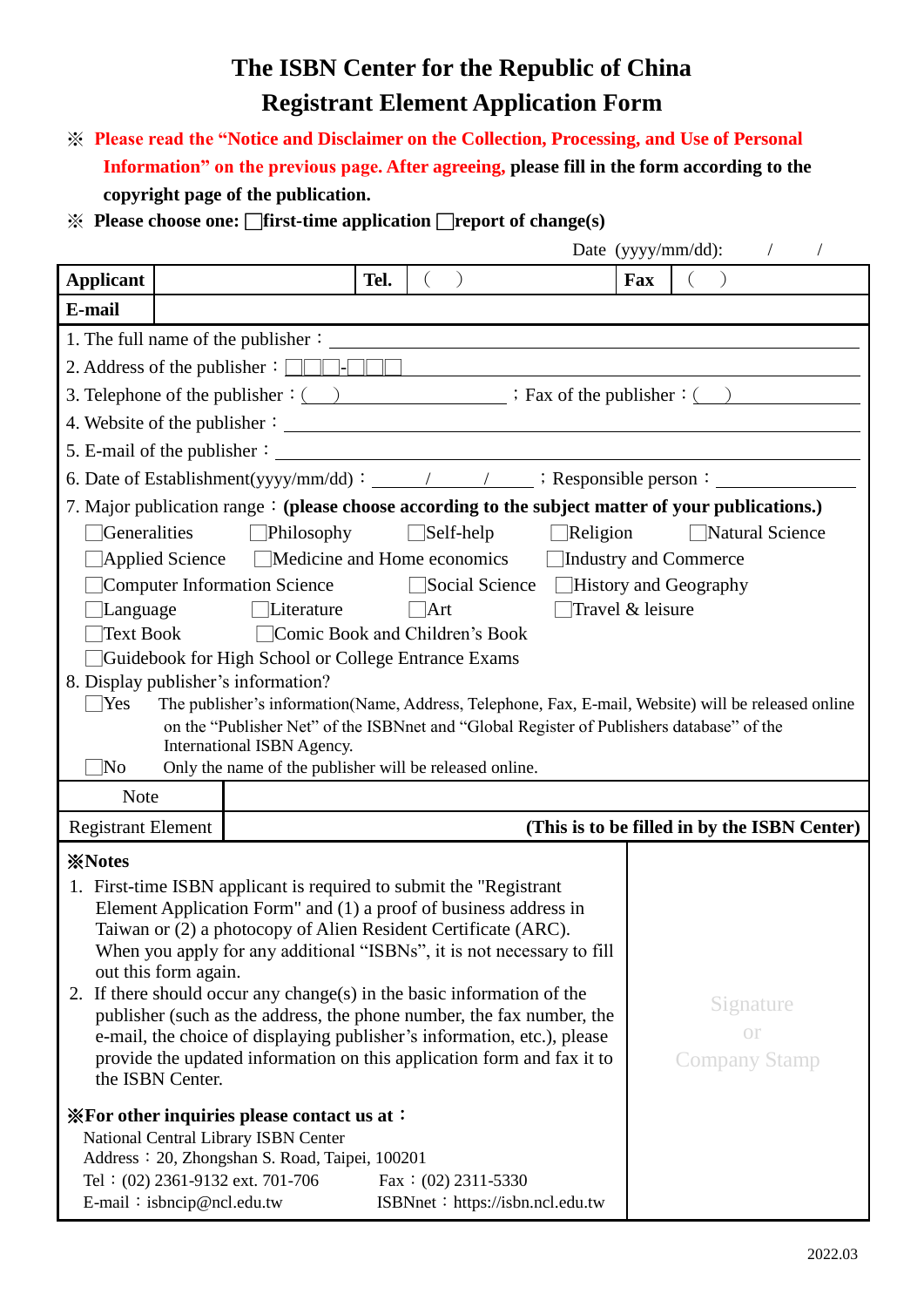# The ISBN Center for the Republic of China
# Registrant Element Application Form

※ **Please read the "Notice and Disclaimer on the Collection, Processing, and Use of Personal Information" on the previous page. After agreeing, please fill in the form according to the copyright page of the publication.**

※ **Please choose one: ☐first-time application ☐report of change(s)**

Date (yyyy/mm/dd): / /

| **Applicant** | | **Tel.** | ( ) | **Fax** | ( ) |
|---|---|---|---|---|---|
| **E-mail** | | | | | |

1. The full name of the publisher：
2. Address of the publisher：☐☐☐-☐☐☐
3. Telephone of the publisher：( ) ；Fax of the publisher：( )
4. Website of the publisher：
5. E-mail of the publisher：
6. Date of Establishment(yyyy/mm/dd)： / / ；Responsible person：
7. Major publication range：**(please choose according to the subject matter of your publications.)**

☐Generalities ☐Philosophy ☐Self-help ☐Religion ☐Natural Science
☐Applied Science ☐Medicine and Home economics ☐Industry and Commerce
☐Computer Information Science ☐Social Science ☐History and Geography
☐Language ☐Literature ☐Art ☐Travel & leisure
☐Text Book ☐Comic Book and Children's Book
☐Guidebook for High School or College Entrance Exams

8. Display publisher's information?

☐Yes The publisher's information(Name, Address, Telephone, Fax, E-mail, Website) will be released online on the "Publisher Net" of the ISBNnet and "Global Register of Publishers database" of the International ISBN Agency.

☐No Only the name of the publisher will be released online.

| Note | |
|---|---|
| Registrant Element | **(This is to be filled in by the ISBN Center)** |

**※Notes**

1. First-time ISBN applicant is required to submit the "Registrant Element Application Form" and (1) a proof of business address in Taiwan or (2) a photocopy of Alien Resident Certificate (ARC). When you apply for any additional "ISBNs", it is not necessary to fill out this form again.
2. If there should occur any change(s) in the basic information of the publisher (such as the address, the phone number, the fax number, the e-mail, the choice of displaying publisher's information, etc.), please provide the updated information on this application form and fax it to the ISBN Center.

**※For other inquiries please contact us at：**

National Central Library ISBN Center
Address：20, Zhongshan S. Road, Taipei, 100201
Tel：(02) 2361-9132 ext. 701-706 Fax：(02) 2311-5330
E-mail：isbncip@ncl.edu.tw ISBNnet：https://isbn.ncl.edu.tw

Signature or Company Stamp

2022.03